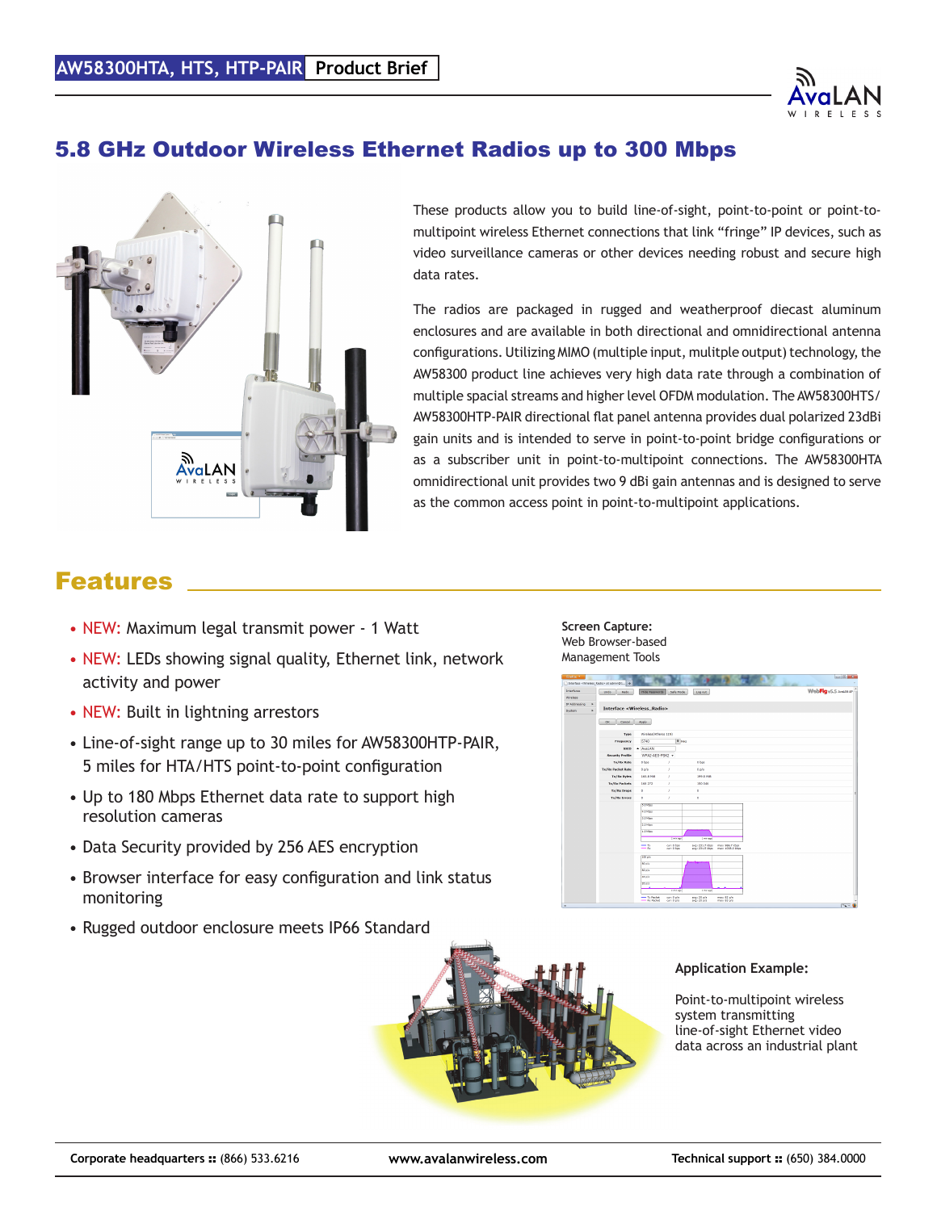AW58300HTA, HTS, HTP-PAIR **Product Brief**

# 5.8 GHz Outdoor Wireless Ethernet Radios up to 300 Mbps

These products allow you to build line-of-sight, point-to-point or point-to-multipoint wireless Ethernet connections that link “fringe” IP devices, such as video surveillance cameras or other devices needing robust and secure high data rates.

The radios are packaged in rugged and weatherproof diecast aluminum enclosures and are available in both directional and omnidirectional antenna configurations. Utilizing MIMO (multiple input, mulitple output) technology, the AW58300 product line achieves very high data rate through a combination of multiple spacial streams and higher level OFDM modulation. The AW58300HTS/AW58300HTP-PAIR directional flat panel antenna provides dual polarized 23dBi gain units and is intended to serve in point-to-point bridge configurations or as a subscriber unit in point-to-multipoint connections. The AW58300HTA omnidirectional unit provides two 9 dBi gain antennas and is designed to serve as the common access point in point-to-multipoint applications.

## Features

- NEW: Maximum legal transmit power - 1 Watt
- NEW: LEDs showing signal quality, Ethernet link, network activity and power
- NEW: Built in lightning arrestors
- Line-of-sight range up to 30 miles for AW58300HTP-PAIR, 5 miles for HTA/HTS point-to-point configuration
- Up to 180 Mbps Ethernet data rate to support high resolution cameras
- Data Security provided by 256 AES encryption
- Browser interface for easy configuration and link status monitoring
- Rugged outdoor enclosure meets IP66 Standard

**Screen Capture:**
Web Browser-based Management Tools

**Application Example:**

Point-to-multipoint wireless system transmitting line-of-sight Ethernet video data across an industrial plant

**Corporate headquarters ::** (866) 533.6216 **www.avalanwireless.com** **Technical support ::** (650) 384.0000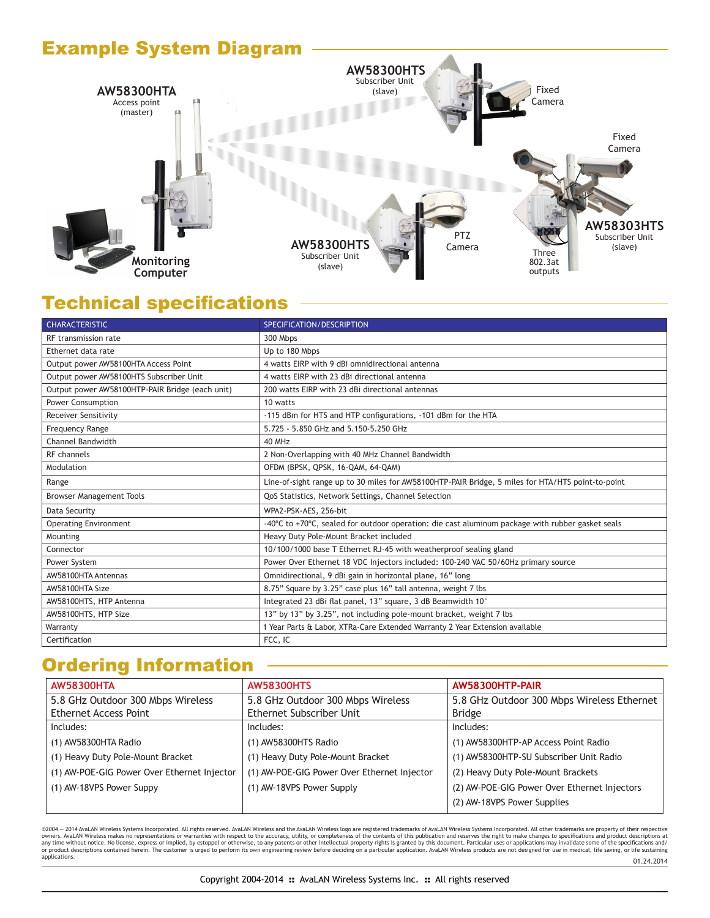## Example System Diagram

AW58300HTA
Access point
(master)

Monitoring
Computer

AW58300HTS
Subscriber Unit
(slave)

Fixed
Camera

AW58300HTS
Subscriber Unit
(slave)

PTZ
Camera

Fixed
Camera

AW58303HTS
Subscriber Unit
(slave)

Three
802.3at
outputs

## Technical specifications

| CHARACTERISTIC | SPECIFICATION/DESCRIPTION |
|---|---|
| RF transmission rate | 300 Mbps |
| Ethernet data rate | Up to 180 Mbps |
| Output power AW58100HTA Access Point | 4 watts EIRP with 9 dBi omnidirectional antenna |
| Output power AW58100HTS Subscriber Unit | 4 watts EIRP with 23 dBi directional antenna |
| Output power AW58100HTP-PAIR Bridge (each unit) | 200 watts EIRP with 23 dBi directional antennas |
| Power Consumption | 10 watts |
| Receiver Sensitivity | -115 dBm for HTS and HTP configurations, -101 dBm for the HTA |
| Frequency Range | 5.725 - 5.850 GHz and 5.150-5.250 GHz |
| Channel Bandwidth | 40 MHz |
| RF channels | 2 Non-Overlapping with 40 MHz Channel Bandwidth |
| Modulation | OFDM (BPSK, QPSK, 16-QAM, 64-QAM) |
| Range | Line-of-sight range up to 30 miles for AW58100HTP-PAIR Bridge, 5 miles for HTA/HTS point-to-point |
| Browser Management Tools | QoS Statistics, Network Settings, Channel Selection |
| Data Security | WPA2-PSK-AES, 256-bit |
| Operating Environment | -40ºC to +70ºC, sealed for outdoor operation: die cast aluminum package with rubber gasket seals |
| Mounting | Heavy Duty Pole-Mount Bracket included |
| Connector | 10/100/1000 base T Ethernet RJ-45 with weatherproof sealing gland |
| Power System | Power Over Ethernet 18 VDC Injectors included: 100-240 VAC 50/60Hz primary source |
| AW58100HTA Antennas | Omnidirectional, 9 dBi gain in horizontal plane, 16" long |
| AW58100HTA Size | 8.75" Square by 3.25" case plus 16" tall antenna, weight 7 lbs |
| AW58100HTS, HTP Antenna | Integrated 23 dBi flat panel, 13" square, 3 dB Beamwidth 10° |
| AW58100HTS, HTP Size | 13" by 13" by 3.25", not including pole-mount bracket, weight 7 lbs |
| Warranty | 1 Year Parts & Labor, XTRa-Care Extended Warranty 2 Year Extension available |
| Certification | FCC, IC |

## Ordering Information

| AW58300HTA | AW58300HTS | AW58300HTP-PAIR |
|---|---|---|
| 5.8 GHz Outdoor 300 Mbps Wireless Ethernet Access Point | 5.8 GHz Outdoor 300 Mbps Wireless Ethernet Subscriber Unit | 5.8 GHz Outdoor 300 Mbps Wireless Ethernet Bridge |
| Includes:<br>(1) AW58300HTA Radio<br>(1) Heavy Duty Pole-Mount Bracket<br>(1) AW-POE-GIG Power Over Ethernet Injector<br>(1) AW-18VPS Power Suppy | Includes:<br>(1) AW58300HTS Radio<br>(1) Heavy Duty Pole-Mount Bracket<br>(1) AW-POE-GIG Power Over Ethernet Injector<br>(1) AW-18VPS Power Supply | Includes:<br>(1) AW58300HTP-AP Access Point Radio<br>(1) AW58300HTP-SU Subscriber Unit Radio<br>(2) Heavy Duty Pole-Mount Brackets<br>(2) AW-POE-GIG Power Over Ethernet Injectors<br>(2) AW-18VPS Power Supplies |

©2004 – 2014 AvaLAN Wireless Systems Incorporated. All rights reserved. AvaLAN Wireless and the AvaLAN Wireless logo are registered trademarks of AvaLAN Wireless Systems Incorporated. All other trademarks are property of their respective owners. AvaLAN Wireless makes no representations or warranties with respect to the accuracy, utility, or completeness of the contents of this publication and reserves the right to make changes to specifications and product descriptions at any time without notice. No license, express or implied, by estoppel or otherwise, to any patents or other intellectual property rights is granted by this document. Particular uses or applications may invalidate some of the specifications and/or product descriptions contained herein. The customer is urged to perform its own engineering review before deciding on a particular application. AvaLAN Wireless products are not designed for use in medical, life saving, or life sustaining applications.

01.24.2014

Copyright 2004-2014 :: AvaLAN Wireless Systems Inc. :: All rights reserved